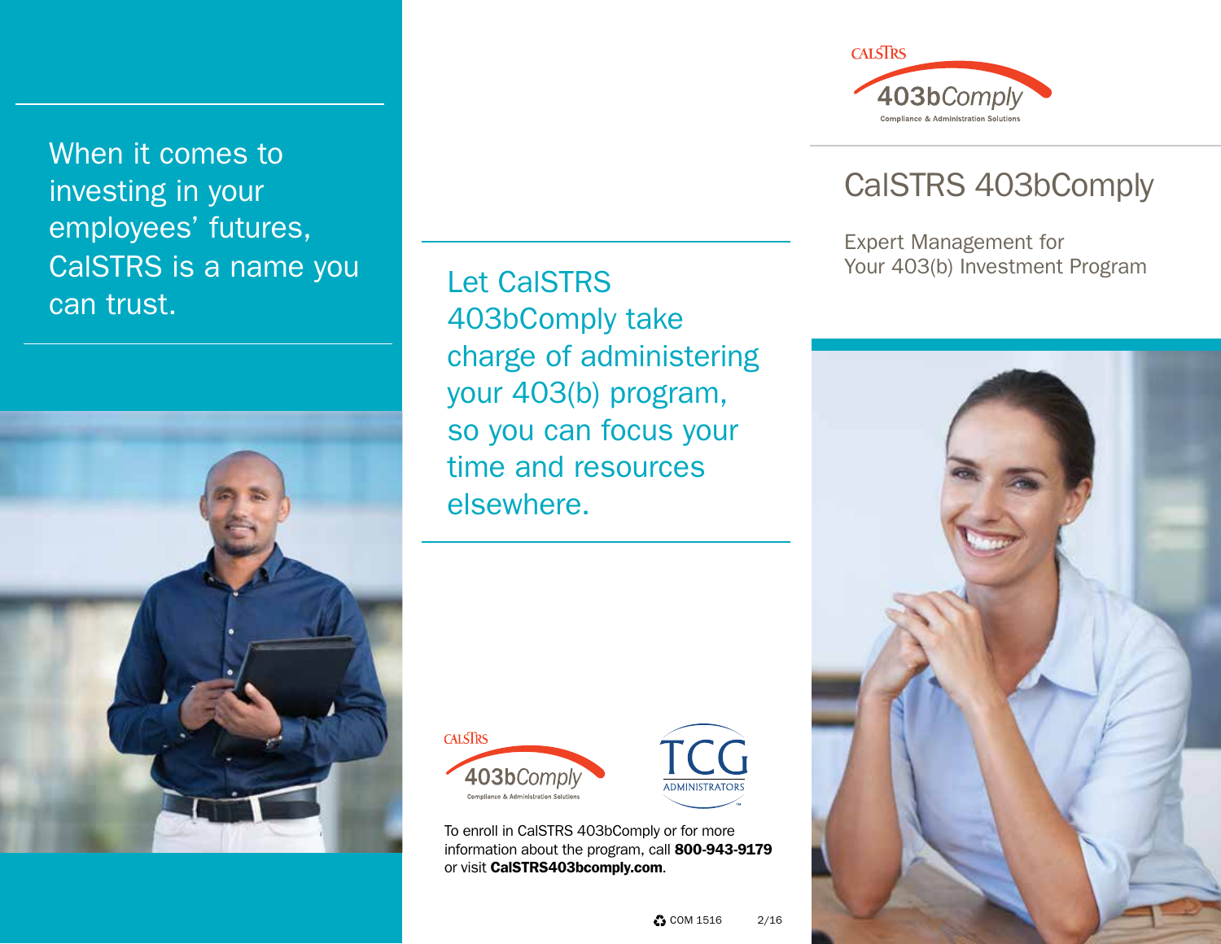When it comes to investing in your employees' futures, CalSTRS is a name you can trust.

Let CalSTRS 403bComply take charge of administering your 403(b) program, so you can focus your time and resources elsewhere.

CALSTRS 403bComply Compliance & Administration Solutions

TCG ADMINISTRATORS

To enroll in CalSTRS 403bComply or for more information about the program, call **800-943-9179** or visit **CalSTRS403bcomply.com**.

COM 1516 2/16

CALSTRS 403bComply Compliance & Administration Solutions

# CalSTRS 403bComply

Expert Management for Your 403(b) Investment Program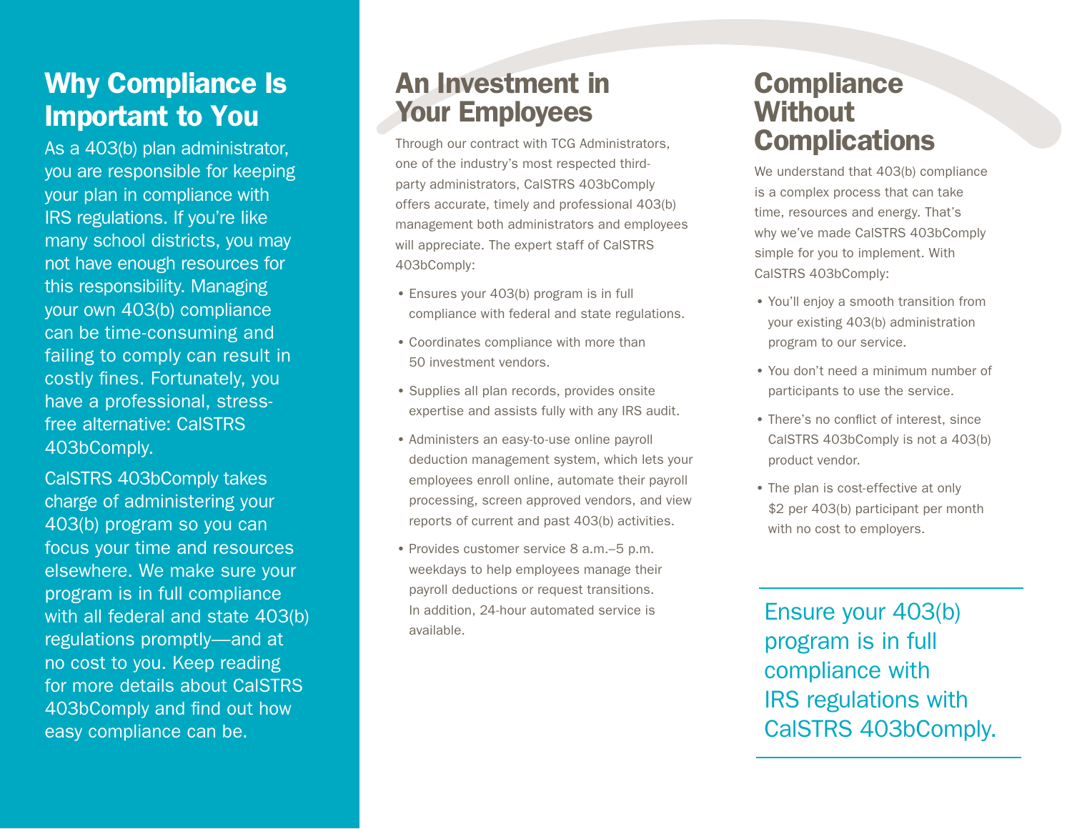## Why Compliance Is Important to You

As a 403(b) plan administrator, you are responsible for keeping your plan in compliance with IRS regulations. If you're like many school districts, you may not have enough resources for this responsibility. Managing your own 403(b) compliance can be time-consuming and failing to comply can result in costly fines. Fortunately, you have a professional, stress-free alternative: CalSTRS 403bComply.

CalSTRS 403bComply takes charge of administering your 403(b) program so you can focus your time and resources elsewhere. We make sure your program is in full compliance with all federal and state 403(b) regulations promptly—and at no cost to you. Keep reading for more details about CalSTRS 403bComply and find out how easy compliance can be.

## An Investment in Your Employees

Through our contract with TCG Administrators, one of the industry's most respected third-party administrators, CalSTRS 403bComply offers accurate, timely and professional 403(b) management both administrators and employees will appreciate. The expert staff of CalSTRS 403bComply:

- Ensures your 403(b) program is in full compliance with federal and state regulations.
- Coordinates compliance with more than 50 investment vendors.
- Supplies all plan records, provides onsite expertise and assists fully with any IRS audit.
- Administers an easy-to-use online payroll deduction management system, which lets your employees enroll online, automate their payroll processing, screen approved vendors, and view reports of current and past 403(b) activities.
- Provides customer service 8 a.m.–5 p.m. weekdays to help employees manage their payroll deductions or request transitions. In addition, 24-hour automated service is available.

## Compliance Without Complications

We understand that 403(b) compliance is a complex process that can take time, resources and energy. That's why we've made CalSTRS 403bComply simple for you to implement. With CalSTRS 403bComply:

- You'll enjoy a smooth transition from your existing 403(b) administration program to our service.
- You don't need a minimum number of participants to use the service.
- There's no conflict of interest, since CalSTRS 403bComply is not a 403(b) product vendor.
- The plan is cost-effective at only $2 per 403(b) participant per month with no cost to employers.

Ensure your 403(b) program is in full compliance with IRS regulations with CalSTRS 403bComply.